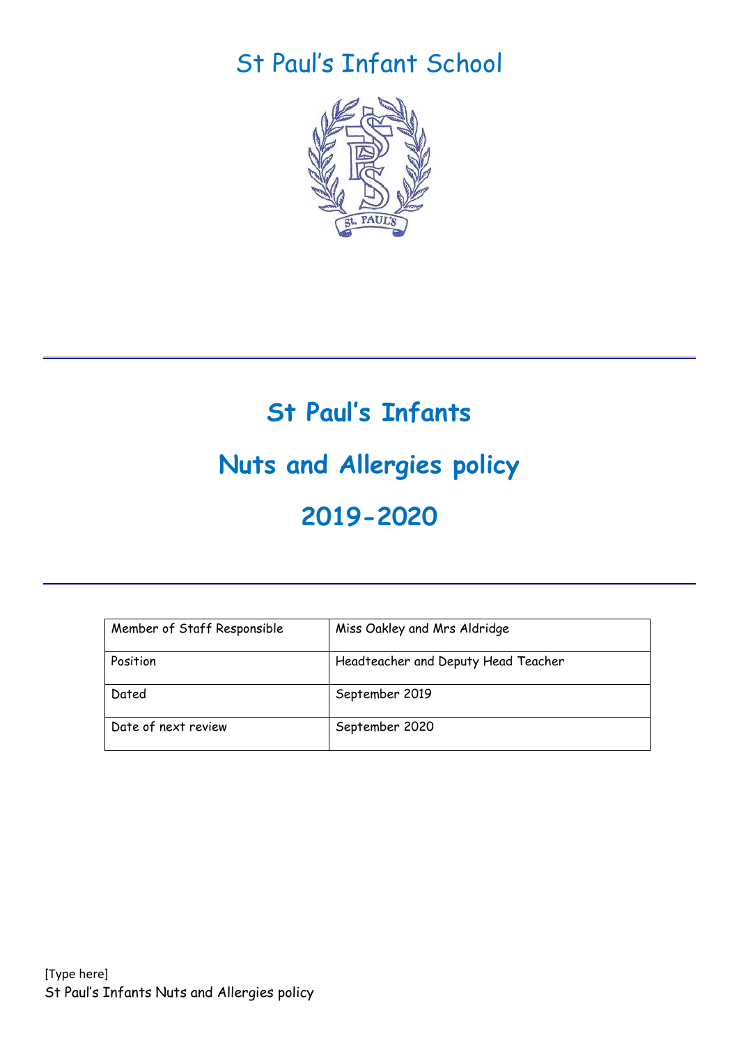# St Paul's Infant School

## St Paul's Infants

## Nuts and Allergies policy

## 2019-2020

| Member of Staff Responsible | Miss Oakley and Mrs Aldridge |
|---|---|
| Position | Headteacher and Deputy Head Teacher |
| Dated | September 2019 |
| Date of next review | September 2020 |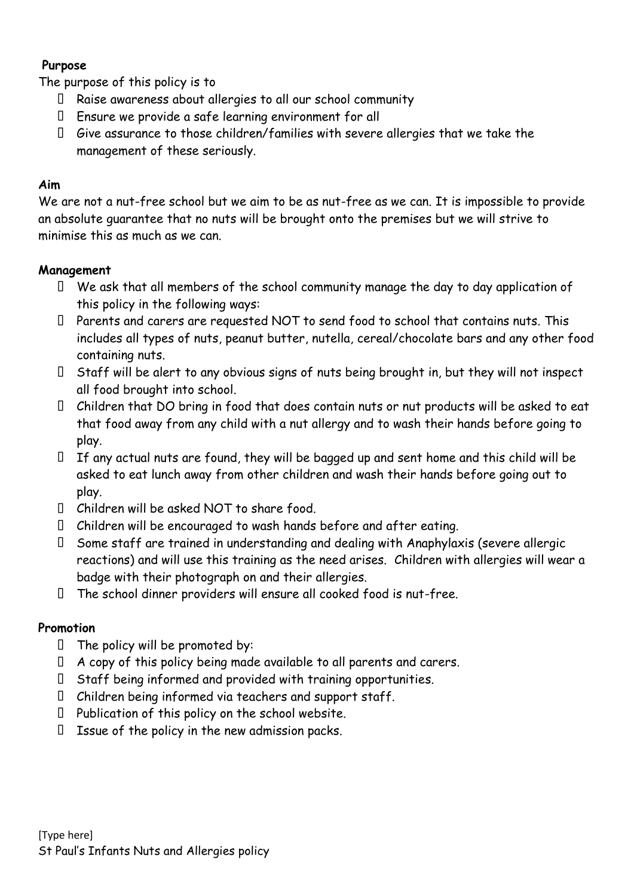**Purpose**

The purpose of this policy is to

- Raise awareness about allergies to all our school community
- Ensure we provide a safe learning environment for all
- Give assurance to those children/families with severe allergies that we take the management of these seriously.

**Aim**

We are not a nut-free school but we aim to be as nut-free as we can. It is impossible to provide an absolute guarantee that no nuts will be brought onto the premises but we will strive to minimise this as much as we can.

**Management**

- We ask that all members of the school community manage the day to day application of this policy in the following ways:
- Parents and carers are requested NOT to send food to school that contains nuts. This includes all types of nuts, peanut butter, nutella, cereal/chocolate bars and any other food containing nuts.
- Staff will be alert to any obvious signs of nuts being brought in, but they will not inspect all food brought into school.
- Children that DO bring in food that does contain nuts or nut products will be asked to eat that food away from any child with a nut allergy and to wash their hands before going to play.
- If any actual nuts are found, they will be bagged up and sent home and this child will be asked to eat lunch away from other children and wash their hands before going out to play.
- Children will be asked NOT to share food.
- Children will be encouraged to wash hands before and after eating.
- Some staff are trained in understanding and dealing with Anaphylaxis (severe allergic reactions) and will use this training as the need arises. Children with allergies will wear a badge with their photograph on and their allergies.
- The school dinner providers will ensure all cooked food is nut-free.

**Promotion**

- The policy will be promoted by:
- A copy of this policy being made available to all parents and carers.
- Staff being informed and provided with training opportunities.
- Children being informed via teachers and support staff.
- Publication of this policy on the school website.
- Issue of the policy in the new admission packs.